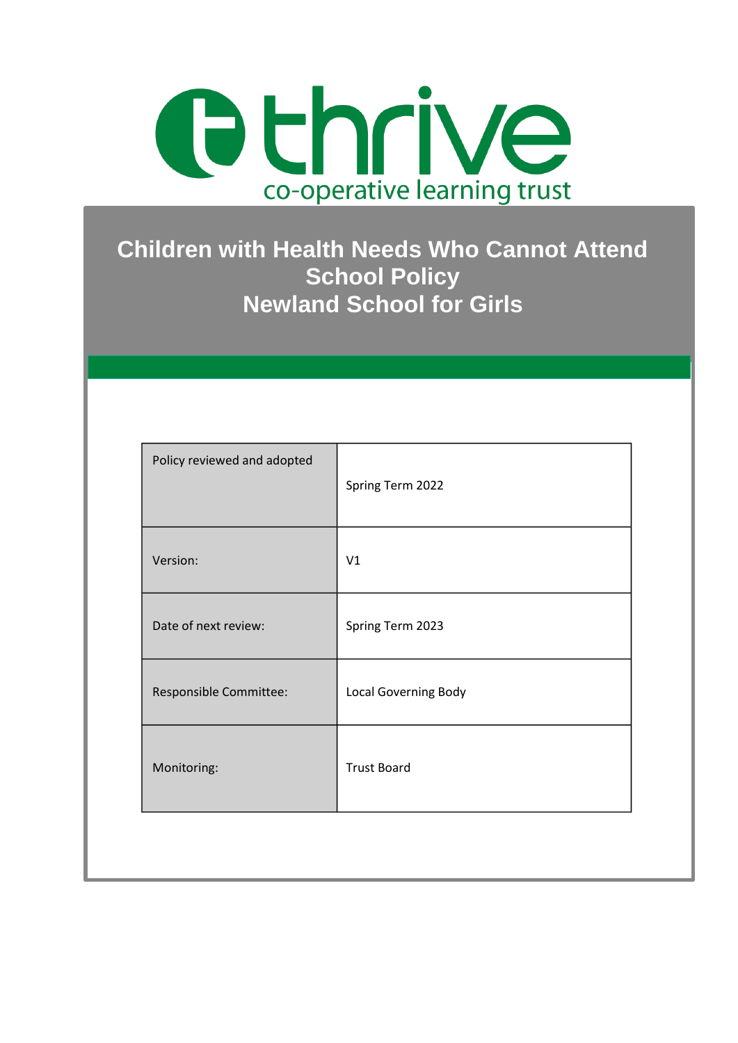thrive

co-operative learning trust

# Children with Health Needs Who Cannot Attend School Policy
# Newland School for Girls

| Policy reviewed and adopted | Spring Term 2022 |
|---|---|
| Version: | V1 |
| Date of next review: | Spring Term 2023 |
| Responsible Committee: | Local Governing Body |
| Monitoring: | Trust Board |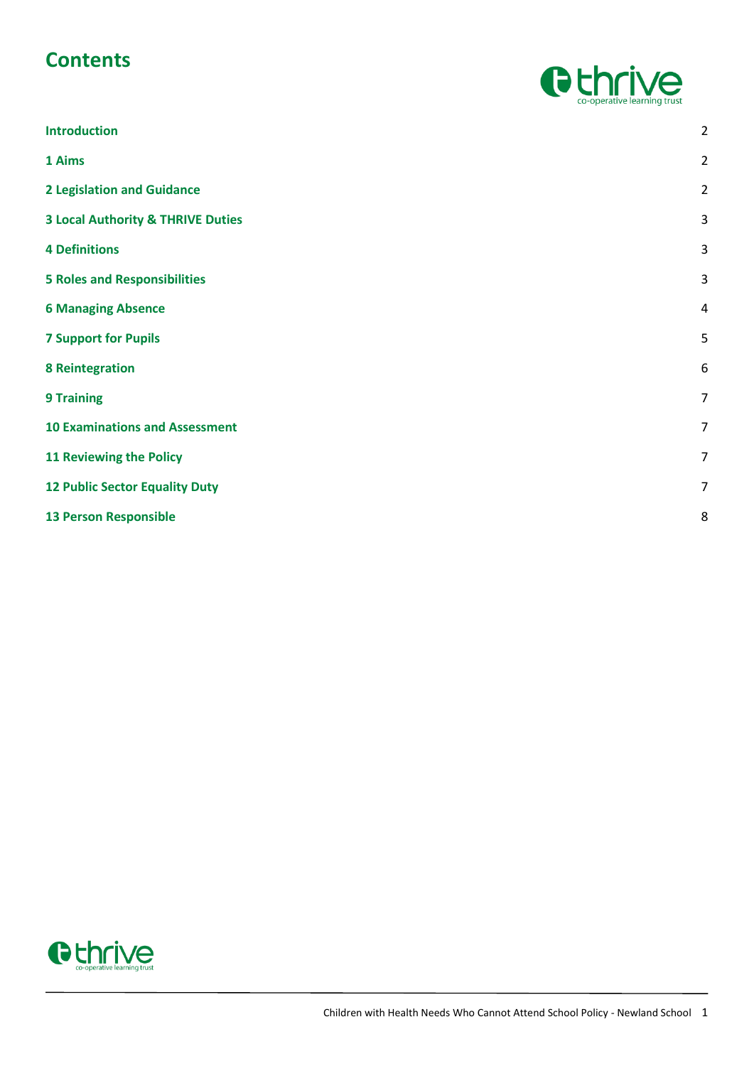# Contents

| | |
|---|---|
| Introduction | 2 |
| 1 Aims | 2 |
| 2 Legislation and Guidance | 2 |
| 3 Local Authority & THRIVE Duties | 3 |
| 4 Definitions | 3 |
| 5 Roles and Responsibilities | 3 |
| 6 Managing Absence | 4 |
| 7 Support for Pupils | 5 |
| 8 Reintegration | 6 |
| 9 Training | 7 |
| 10 Examinations and Assessment | 7 |
| 11 Reviewing the Policy | 7 |
| 12 Public Sector Equality Duty | 7 |
| 13 Person Responsible | 8 |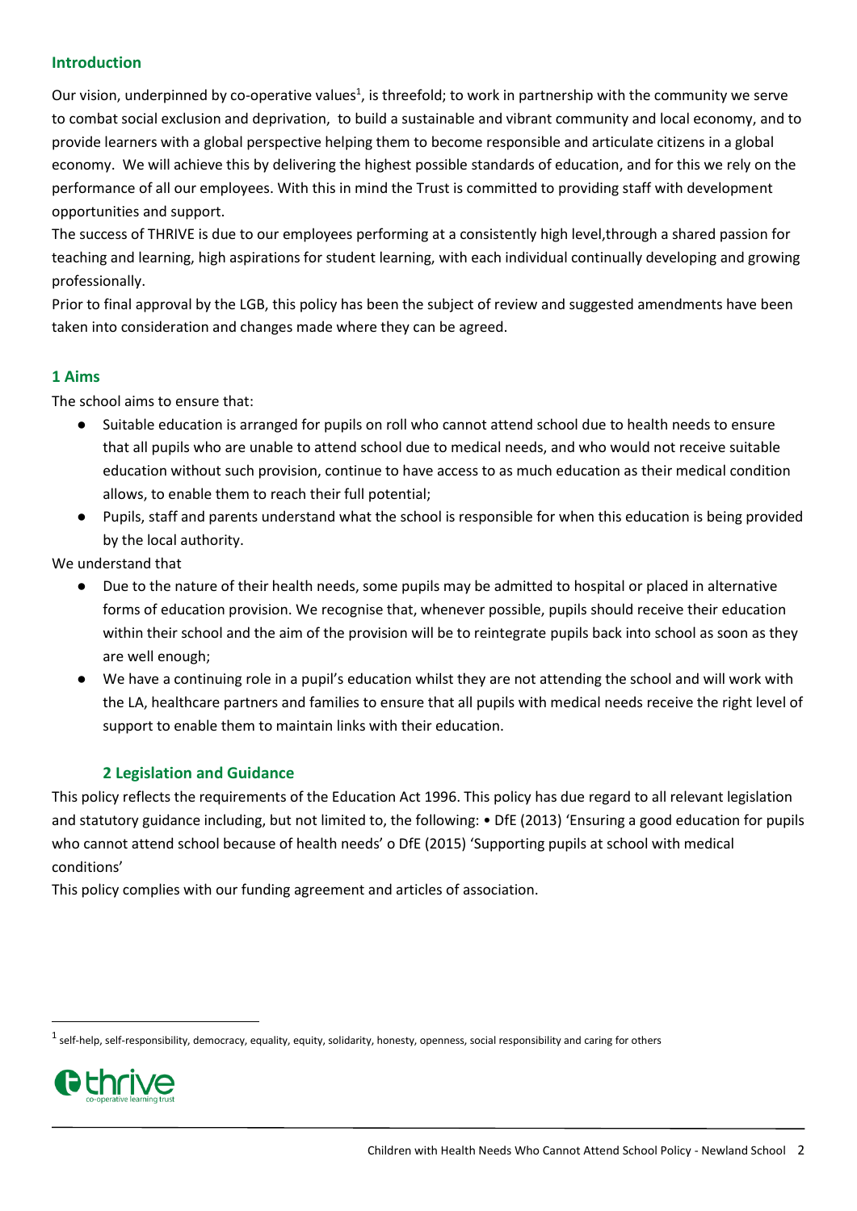## Introduction

Our vision, underpinned by co-operative values[1], is threefold; to work in partnership with the community we serve to combat social exclusion and deprivation, to build a sustainable and vibrant community and local economy, and to provide learners with a global perspective helping them to become responsible and articulate citizens in a global economy. We will achieve this by delivering the highest possible standards of education, and for this we rely on the performance of all our employees. With this in mind the Trust is committed to providing staff with development opportunities and support.

The success of THRIVE is due to our employees performing at a consistently high level,through a shared passion for teaching and learning, high aspirations for student learning, with each individual continually developing and growing professionally.

Prior to final approval by the LGB, this policy has been the subject of review and suggested amendments have been taken into consideration and changes made where they can be agreed.

## 1 Aims

The school aims to ensure that:

- Suitable education is arranged for pupils on roll who cannot attend school due to health needs to ensure that all pupils who are unable to attend school due to medical needs, and who would not receive suitable education without such provision, continue to have access to as much education as their medical condition allows, to enable them to reach their full potential;
- Pupils, staff and parents understand what the school is responsible for when this education is being provided by the local authority.

We understand that

- Due to the nature of their health needs, some pupils may be admitted to hospital or placed in alternative forms of education provision. We recognise that, whenever possible, pupils should receive their education within their school and the aim of the provision will be to reintegrate pupils back into school as soon as they are well enough;
- We have a continuing role in a pupil's education whilst they are not attending the school and will work with the LA, healthcare partners and families to ensure that all pupils with medical needs receive the right level of support to enable them to maintain links with their education.

## 2 Legislation and Guidance

This policy reflects the requirements of the Education Act 1996. This policy has due regard to all relevant legislation and statutory guidance including, but not limited to, the following: • DfE (2013) 'Ensuring a good education for pupils who cannot attend school because of health needs' o DfE (2015) 'Supporting pupils at school with medical conditions'

This policy complies with our funding agreement and articles of association.

[1] self-help, self-responsibility, democracy, equality, equity, solidarity, honesty, openness, social responsibility and caring for others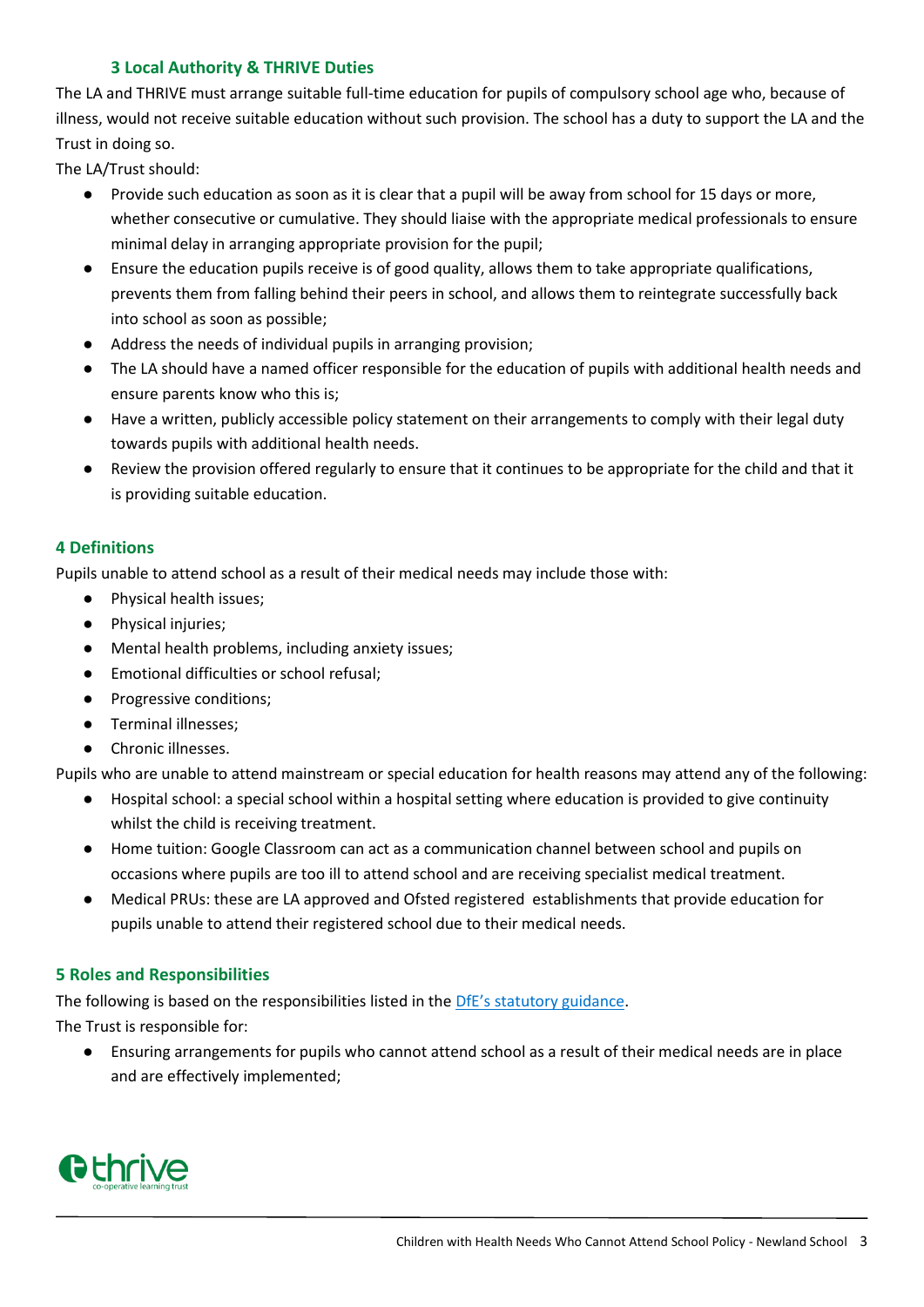### 3 Local Authority & THRIVE Duties

The LA and THRIVE must arrange suitable full-time education for pupils of compulsory school age who, because of illness, would not receive suitable education without such provision. The school has a duty to support the LA and the Trust in doing so.

The LA/Trust should:

- Provide such education as soon as it is clear that a pupil will be away from school for 15 days or more, whether consecutive or cumulative. They should liaise with the appropriate medical professionals to ensure minimal delay in arranging appropriate provision for the pupil;
- Ensure the education pupils receive is of good quality, allows them to take appropriate qualifications, prevents them from falling behind their peers in school, and allows them to reintegrate successfully back into school as soon as possible;
- Address the needs of individual pupils in arranging provision;
- The LA should have a named officer responsible for the education of pupils with additional health needs and ensure parents know who this is;
- Have a written, publicly accessible policy statement on their arrangements to comply with their legal duty towards pupils with additional health needs.
- Review the provision offered regularly to ensure that it continues to be appropriate for the child and that it is providing suitable education.

### 4 Definitions

Pupils unable to attend school as a result of their medical needs may include those with:

- Physical health issues;
- Physical injuries;
- Mental health problems, including anxiety issues;
- Emotional difficulties or school refusal;
- Progressive conditions;
- Terminal illnesses;
- Chronic illnesses.

Pupils who are unable to attend mainstream or special education for health reasons may attend any of the following:

- Hospital school: a special school within a hospital setting where education is provided to give continuity whilst the child is receiving treatment.
- Home tuition: Google Classroom can act as a communication channel between school and pupils on occasions where pupils are too ill to attend school and are receiving specialist medical treatment.
- Medical PRUs: these are LA approved and Ofsted registered establishments that provide education for pupils unable to attend their registered school due to their medical needs.

### 5 Roles and Responsibilities

The following is based on the responsibilities listed in the DfE's statutory guidance.

The Trust is responsible for:

- Ensuring arrangements for pupils who cannot attend school as a result of their medical needs are in place and are effectively implemented;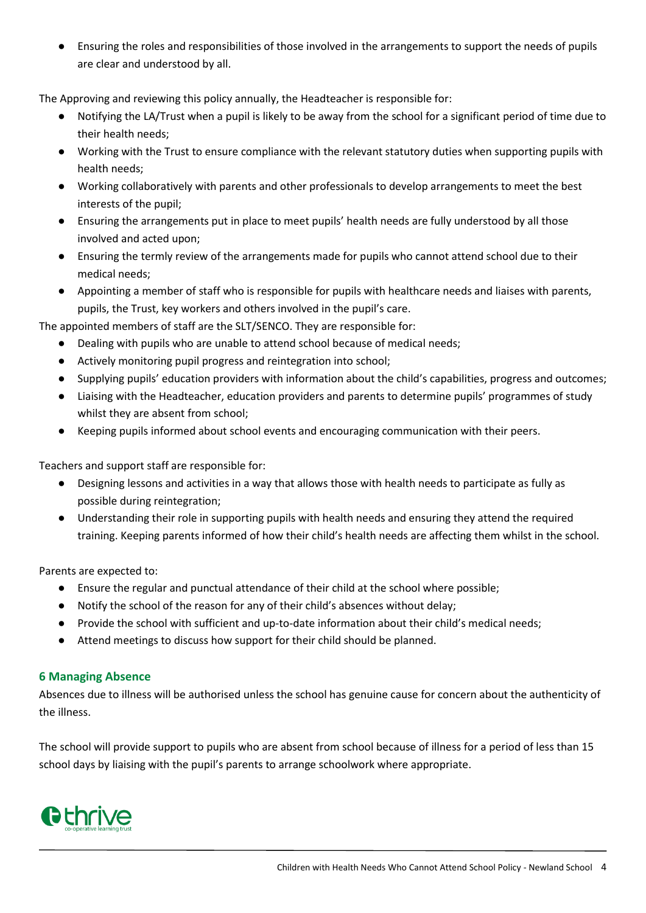- Ensuring the roles and responsibilities of those involved in the arrangements to support the needs of pupils are clear and understood by all.

The Approving and reviewing this policy annually, the Headteacher is responsible for:

- Notifying the LA/Trust when a pupil is likely to be away from the school for a significant period of time due to their health needs;
- Working with the Trust to ensure compliance with the relevant statutory duties when supporting pupils with health needs;
- Working collaboratively with parents and other professionals to develop arrangements to meet the best interests of the pupil;
- Ensuring the arrangements put in place to meet pupils' health needs are fully understood by all those involved and acted upon;
- Ensuring the termly review of the arrangements made for pupils who cannot attend school due to their medical needs;
- Appointing a member of staff who is responsible for pupils with healthcare needs and liaises with parents, pupils, the Trust, key workers and others involved in the pupil's care.

The appointed members of staff are the SLT/SENCO. They are responsible for:

- Dealing with pupils who are unable to attend school because of medical needs;
- Actively monitoring pupil progress and reintegration into school;
- Supplying pupils' education providers with information about the child's capabilities, progress and outcomes;
- Liaising with the Headteacher, education providers and parents to determine pupils' programmes of study whilst they are absent from school;
- Keeping pupils informed about school events and encouraging communication with their peers.

Teachers and support staff are responsible for:

- Designing lessons and activities in a way that allows those with health needs to participate as fully as possible during reintegration;
- Understanding their role in supporting pupils with health needs and ensuring they attend the required training. Keeping parents informed of how their child's health needs are affecting them whilst in the school.

Parents are expected to:

- Ensure the regular and punctual attendance of their child at the school where possible;
- Notify the school of the reason for any of their child's absences without delay;
- Provide the school with sufficient and up-to-date information about their child's medical needs;
- Attend meetings to discuss how support for their child should be planned.

## 6 Managing Absence

Absences due to illness will be authorised unless the school has genuine cause for concern about the authenticity of the illness.

The school will provide support to pupils who are absent from school because of illness for a period of less than 15 school days by liaising with the pupil's parents to arrange schoolwork where appropriate.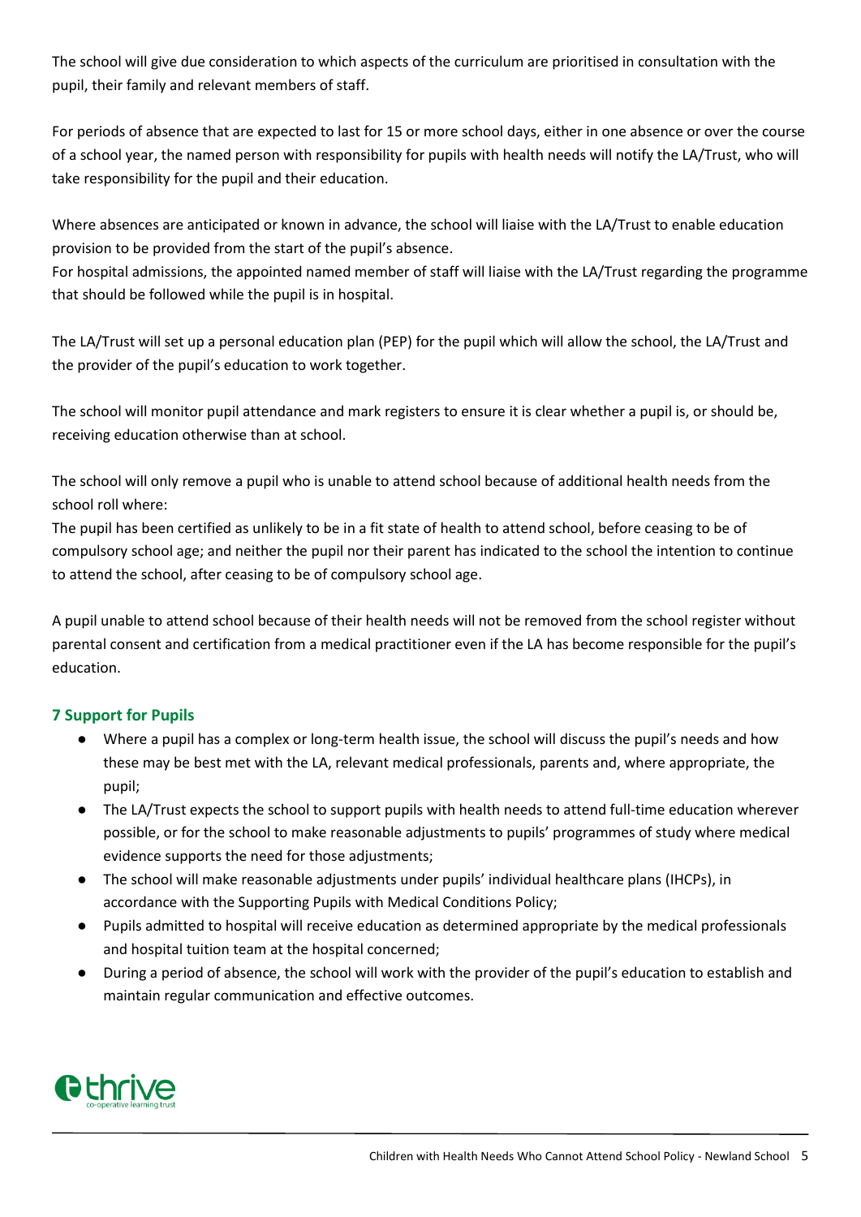The school will give due consideration to which aspects of the curriculum are prioritised in consultation with the pupil, their family and relevant members of staff.

For periods of absence that are expected to last for 15 or more school days, either in one absence or over the course of a school year, the named person with responsibility for pupils with health needs will notify the LA/Trust, who will take responsibility for the pupil and their education.

Where absences are anticipated or known in advance, the school will liaise with the LA/Trust to enable education provision to be provided from the start of the pupil's absence.
For hospital admissions, the appointed named member of staff will liaise with the LA/Trust regarding the programme that should be followed while the pupil is in hospital.

The LA/Trust will set up a personal education plan (PEP) for the pupil which will allow the school, the LA/Trust and the provider of the pupil's education to work together.

The school will monitor pupil attendance and mark registers to ensure it is clear whether a pupil is, or should be, receiving education otherwise than at school.

The school will only remove a pupil who is unable to attend school because of additional health needs from the school roll where:
The pupil has been certified as unlikely to be in a fit state of health to attend school, before ceasing to be of compulsory school age; and neither the pupil nor their parent has indicated to the school the intention to continue to attend the school, after ceasing to be of compulsory school age.

A pupil unable to attend school because of their health needs will not be removed from the school register without parental consent and certification from a medical practitioner even if the LA has become responsible for the pupil's education.

### 7 Support for Pupils

- Where a pupil has a complex or long-term health issue, the school will discuss the pupil's needs and how these may be best met with the LA, relevant medical professionals, parents and, where appropriate, the pupil;
- The LA/Trust expects the school to support pupils with health needs to attend full-time education wherever possible, or for the school to make reasonable adjustments to pupils' programmes of study where medical evidence supports the need for those adjustments;
- The school will make reasonable adjustments under pupils' individual healthcare plans (IHCPs), in accordance with the Supporting Pupils with Medical Conditions Policy;
- Pupils admitted to hospital will receive education as determined appropriate by the medical professionals and hospital tuition team at the hospital concerned;
- During a period of absence, the school will work with the provider of the pupil's education to establish and maintain regular communication and effective outcomes.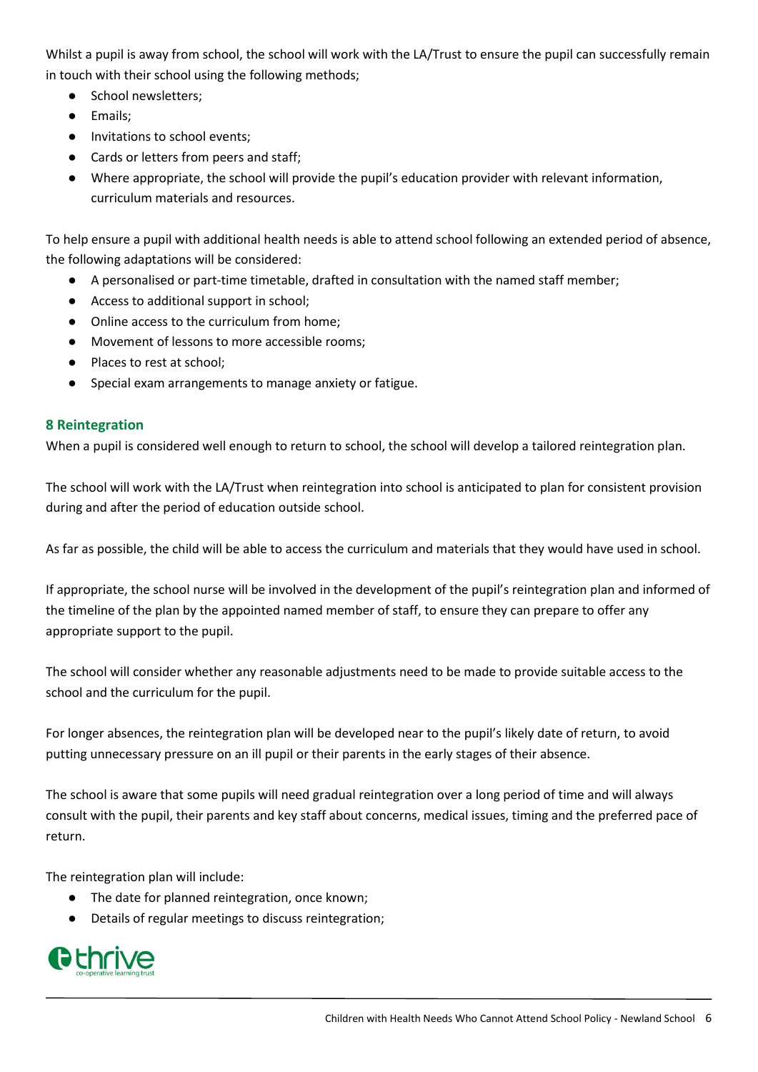Whilst a pupil is away from school, the school will work with the LA/Trust to ensure the pupil can successfully remain in touch with their school using the following methods;

- School newsletters;
- Emails;
- Invitations to school events;
- Cards or letters from peers and staff;
- Where appropriate, the school will provide the pupil's education provider with relevant information, curriculum materials and resources.

To help ensure a pupil with additional health needs is able to attend school following an extended period of absence, the following adaptations will be considered:

- A personalised or part-time timetable, drafted in consultation with the named staff member;
- Access to additional support in school;
- Online access to the curriculum from home;
- Movement of lessons to more accessible rooms;
- Places to rest at school;
- Special exam arrangements to manage anxiety or fatigue.

## 8 Reintegration

When a pupil is considered well enough to return to school, the school will develop a tailored reintegration plan.

The school will work with the LA/Trust when reintegration into school is anticipated to plan for consistent provision during and after the period of education outside school.

As far as possible, the child will be able to access the curriculum and materials that they would have used in school.

If appropriate, the school nurse will be involved in the development of the pupil's reintegration plan and informed of the timeline of the plan by the appointed named member of staff, to ensure they can prepare to offer any appropriate support to the pupil.

The school will consider whether any reasonable adjustments need to be made to provide suitable access to the school and the curriculum for the pupil.

For longer absences, the reintegration plan will be developed near to the pupil's likely date of return, to avoid putting unnecessary pressure on an ill pupil or their parents in the early stages of their absence.

The school is aware that some pupils will need gradual reintegration over a long period of time and will always consult with the pupil, their parents and key staff about concerns, medical issues, timing and the preferred pace of return.

The reintegration plan will include:

- The date for planned reintegration, once known;
- Details of regular meetings to discuss reintegration;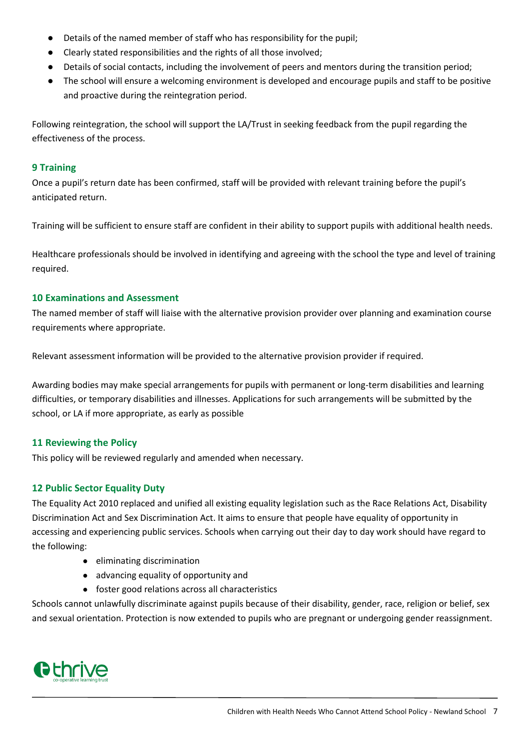- Details of the named member of staff who has responsibility for the pupil;
- Clearly stated responsibilities and the rights of all those involved;
- Details of social contacts, including the involvement of peers and mentors during the transition period;
- The school will ensure a welcoming environment is developed and encourage pupils and staff to be positive and proactive during the reintegration period.

Following reintegration, the school will support the LA/Trust in seeking feedback from the pupil regarding the effectiveness of the process.

## 9 Training

Once a pupil's return date has been confirmed, staff will be provided with relevant training before the pupil's anticipated return.

Training will be sufficient to ensure staff are confident in their ability to support pupils with additional health needs.

Healthcare professionals should be involved in identifying and agreeing with the school the type and level of training required.

## 10 Examinations and Assessment

The named member of staff will liaise with the alternative provision provider over planning and examination course requirements where appropriate.

Relevant assessment information will be provided to the alternative provision provider if required.

Awarding bodies may make special arrangements for pupils with permanent or long-term disabilities and learning difficulties, or temporary disabilities and illnesses. Applications for such arrangements will be submitted by the school, or LA if more appropriate, as early as possible

## 11 Reviewing the Policy

This policy will be reviewed regularly and amended when necessary.

## 12 Public Sector Equality Duty

The Equality Act 2010 replaced and unified all existing equality legislation such as the Race Relations Act, Disability Discrimination Act and Sex Discrimination Act. It aims to ensure that people have equality of opportunity in accessing and experiencing public services. Schools when carrying out their day to day work should have regard to the following:

- eliminating discrimination
- advancing equality of opportunity and
- foster good relations across all characteristics

Schools cannot unlawfully discriminate against pupils because of their disability, gender, race, religion or belief, sex and sexual orientation. Protection is now extended to pupils who are pregnant or undergoing gender reassignment.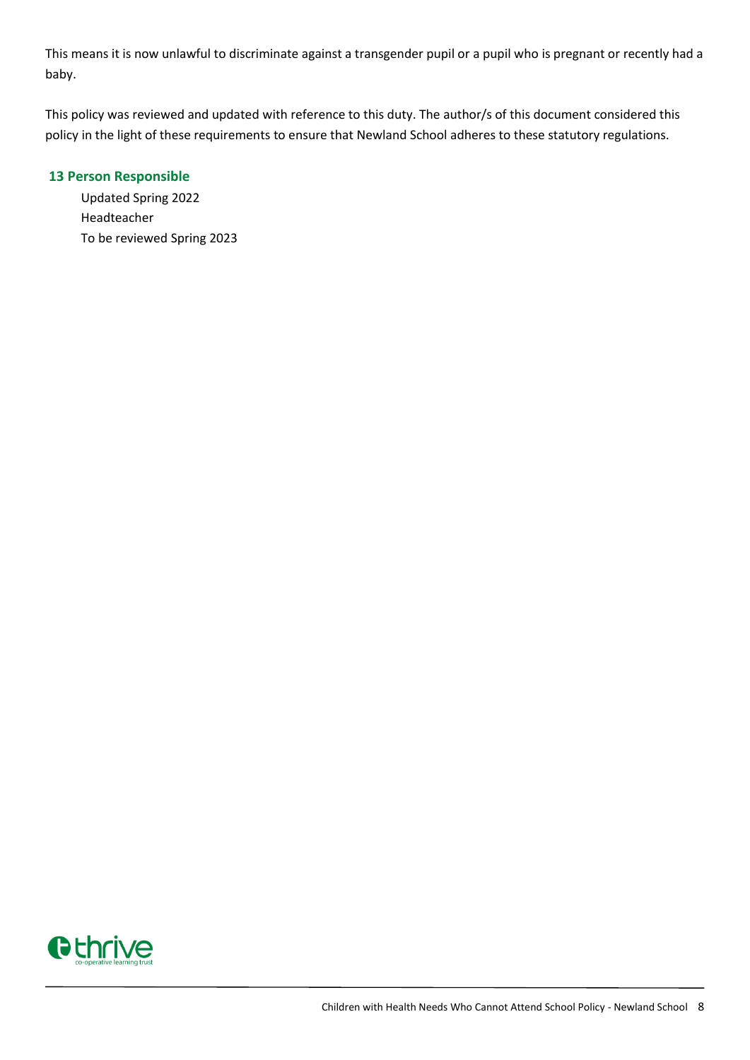This means it is now unlawful to discriminate against a transgender pupil or a pupil who is pregnant or recently had a baby.

This policy was reviewed and updated with reference to this duty. The author/s of this document considered this policy in the light of these requirements to ensure that Newland School adheres to these statutory regulations.

## 13 Person Responsible

Updated Spring 2022
Headteacher
To be reviewed Spring 2023